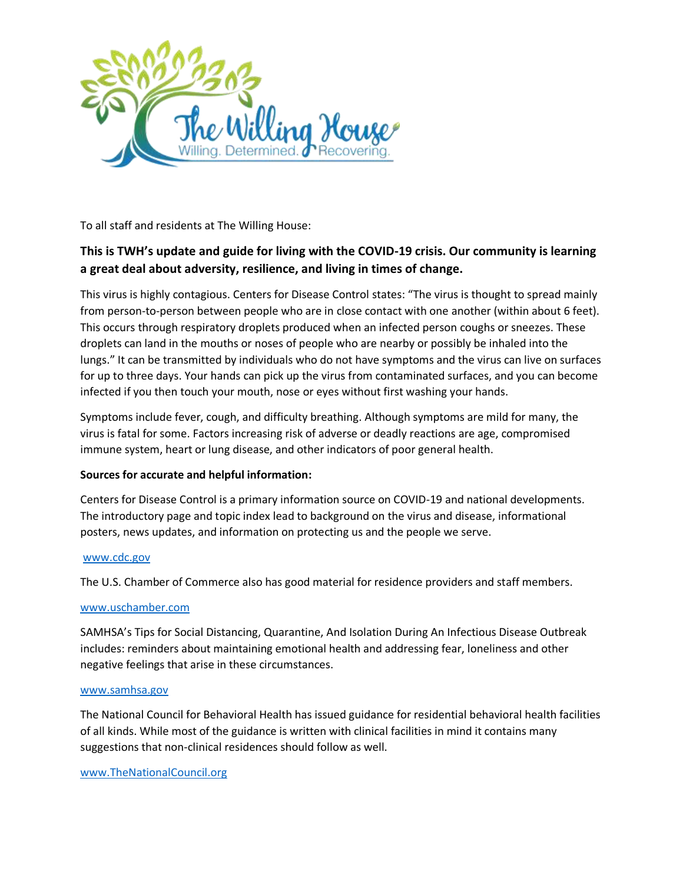To all staff and residents at The Willing House:

**This is TWH's update and guide for living with the COVID-19 crisis. Our community is learning a great deal about adversity, resilience, and living in times of change.**

This virus is highly contagious. Centers for Disease Control states: "The virus is thought to spread mainly from person-to-person between people who are in close contact with one another (within about 6 feet). This occurs through respiratory droplets produced when an infected person coughs or sneezes. These droplets can land in the mouths or noses of people who are nearby or possibly be inhaled into the lungs." It can be transmitted by individuals who do not have symptoms and the virus can live on surfaces for up to three days. Your hands can pick up the virus from contaminated surfaces, and you can become infected if you then touch your mouth, nose or eyes without first washing your hands.

Symptoms include fever, cough, and difficulty breathing. Although symptoms are mild for many, the virus is fatal for some. Factors increasing risk of adverse or deadly reactions are age, compromised immune system, heart or lung disease, and other indicators of poor general health.

**Sources for accurate and helpful information:**

Centers for Disease Control is a primary information source on COVID-19 and national developments. The introductory page and topic index lead to background on the virus and disease, informational posters, news updates, and information on protecting us and the people we serve.

www.cdc.gov

The U.S. Chamber of Commerce also has good material for residence providers and staff members.

www.uschamber.com

SAMHSA's Tips for Social Distancing, Quarantine, And Isolation During An Infectious Disease Outbreak includes: reminders about maintaining emotional health and addressing fear, loneliness and other negative feelings that arise in these circumstances.

www.samhsa.gov

The National Council for Behavioral Health has issued guidance for residential behavioral health facilities of all kinds. While most of the guidance is written with clinical facilities in mind it contains many suggestions that non-clinical residences should follow as well.

www.TheNationalCouncil.org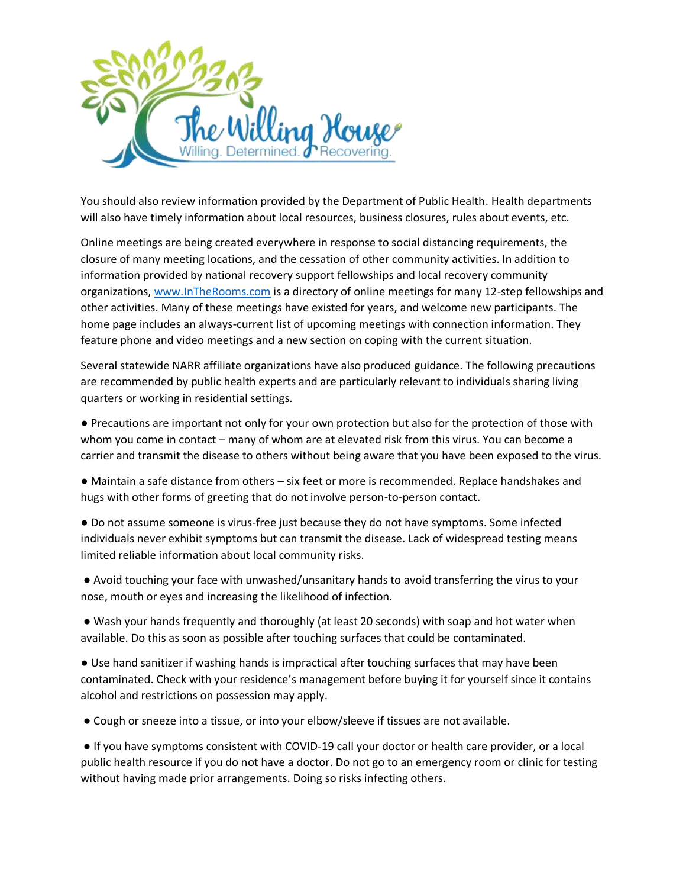You should also review information provided by the Department of Public Health. Health departments will also have timely information about local resources, business closures, rules about events, etc.

Online meetings are being created everywhere in response to social distancing requirements, the closure of many meeting locations, and the cessation of other community activities. In addition to information provided by national recovery support fellowships and local recovery community organizations, [www.InTheRooms.com](http://www.InTheRooms.com) is a directory of online meetings for many 12-step fellowships and other activities. Many of these meetings have existed for years, and welcome new participants. The home page includes an always-current list of upcoming meetings with connection information. They feature phone and video meetings and a new section on coping with the current situation.

Several statewide NARR affiliate organizations have also produced guidance. The following precautions are recommended by public health experts and are particularly relevant to individuals sharing living quarters or working in residential settings.

- Precautions are important not only for your own protection but also for the protection of those with whom you come in contact – many of whom are at elevated risk from this virus. You can become a carrier and transmit the disease to others without being aware that you have been exposed to the virus.
- Maintain a safe distance from others – six feet or more is recommended. Replace handshakes and hugs with other forms of greeting that do not involve person-to-person contact.
- Do not assume someone is virus-free just because they do not have symptoms. Some infected individuals never exhibit symptoms but can transmit the disease. Lack of widespread testing means limited reliable information about local community risks.
- Avoid touching your face with unwashed/unsanitary hands to avoid transferring the virus to your nose, mouth or eyes and increasing the likelihood of infection.
- Wash your hands frequently and thoroughly (at least 20 seconds) with soap and hot water when available. Do this as soon as possible after touching surfaces that could be contaminated.
- Use hand sanitizer if washing hands is impractical after touching surfaces that may have been contaminated. Check with your residence's management before buying it for yourself since it contains alcohol and restrictions on possession may apply.
- Cough or sneeze into a tissue, or into your elbow/sleeve if tissues are not available.
- If you have symptoms consistent with COVID-19 call your doctor or health care provider, or a local public health resource if you do not have a doctor. Do not go to an emergency room or clinic for testing without having made prior arrangements. Doing so risks infecting others.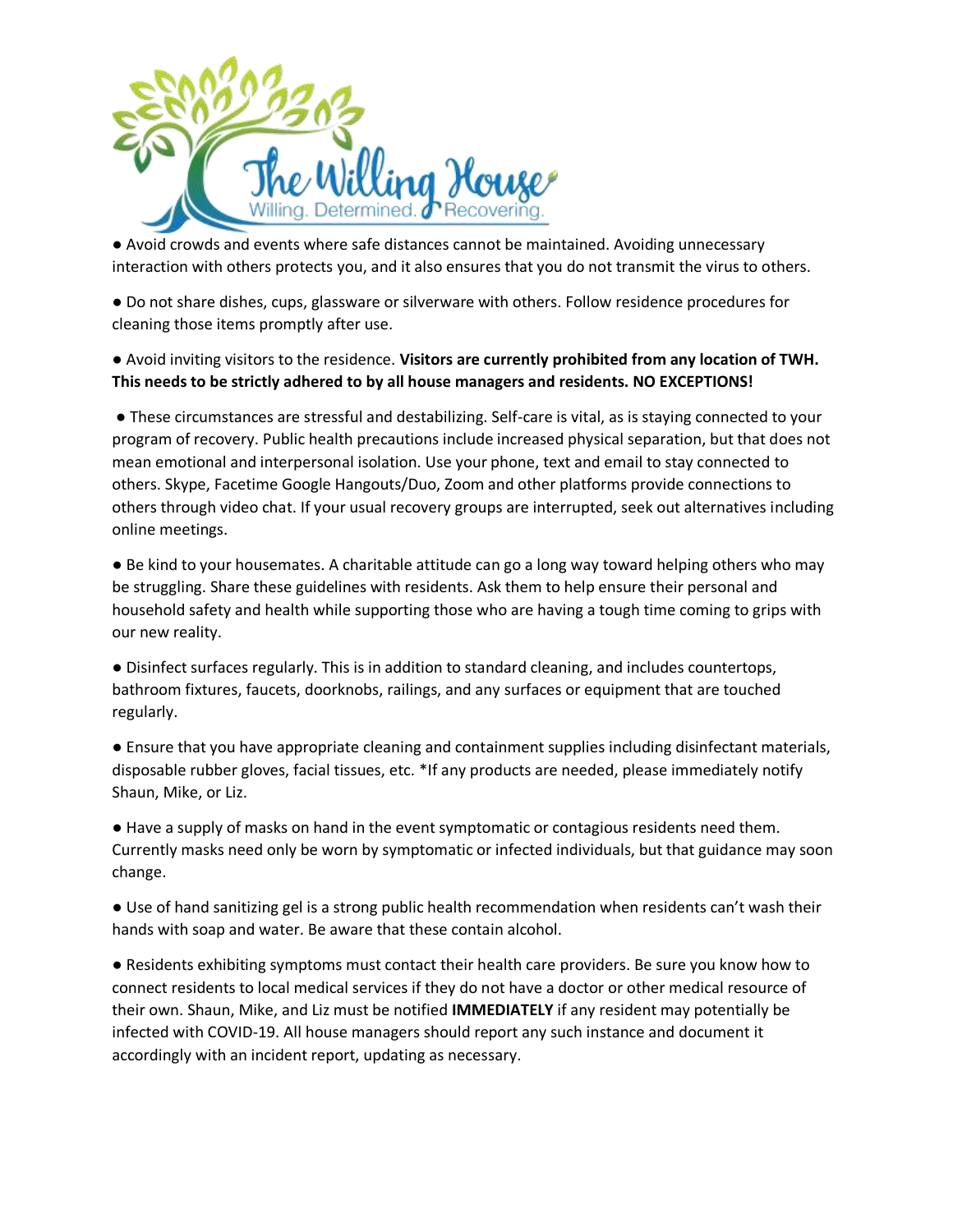- Avoid crowds and events where safe distances cannot be maintained. Avoiding unnecessary interaction with others protects you, and it also ensures that you do not transmit the virus to others.

- Do not share dishes, cups, glassware or silverware with others. Follow residence procedures for cleaning those items promptly after use.

- Avoid inviting visitors to the residence. **Visitors are currently prohibited from any location of TWH. This needs to be strictly adhered to by all house managers and residents. NO EXCEPTIONS!**

- These circumstances are stressful and destabilizing. Self-care is vital, as is staying connected to your program of recovery. Public health precautions include increased physical separation, but that does not mean emotional and interpersonal isolation. Use your phone, text and email to stay connected to others. Skype, Facetime Google Hangouts/Duo, Zoom and other platforms provide connections to others through video chat. If your usual recovery groups are interrupted, seek out alternatives including online meetings.

- Be kind to your housemates. A charitable attitude can go a long way toward helping others who may be struggling. Share these guidelines with residents. Ask them to help ensure their personal and household safety and health while supporting those who are having a tough time coming to grips with our new reality.

- Disinfect surfaces regularly. This is in addition to standard cleaning, and includes countertops, bathroom fixtures, faucets, doorknobs, railings, and any surfaces or equipment that are touched regularly.

- Ensure that you have appropriate cleaning and containment supplies including disinfectant materials, disposable rubber gloves, facial tissues, etc. *If any products are needed, please immediately notify Shaun, Mike, or Liz.

- Have a supply of masks on hand in the event symptomatic or contagious residents need them. Currently masks need only be worn by symptomatic or infected individuals, but that guidance may soon change.

- Use of hand sanitizing gel is a strong public health recommendation when residents can't wash their hands with soap and water. Be aware that these contain alcohol.

- Residents exhibiting symptoms must contact their health care providers. Be sure you know how to connect residents to local medical services if they do not have a doctor or other medical resource of their own. Shaun, Mike, and Liz must be notified **IMMEDIATELY** if any resident may potentially be infected with COVID-19. All house managers should report any such instance and document it accordingly with an incident report, updating as necessary.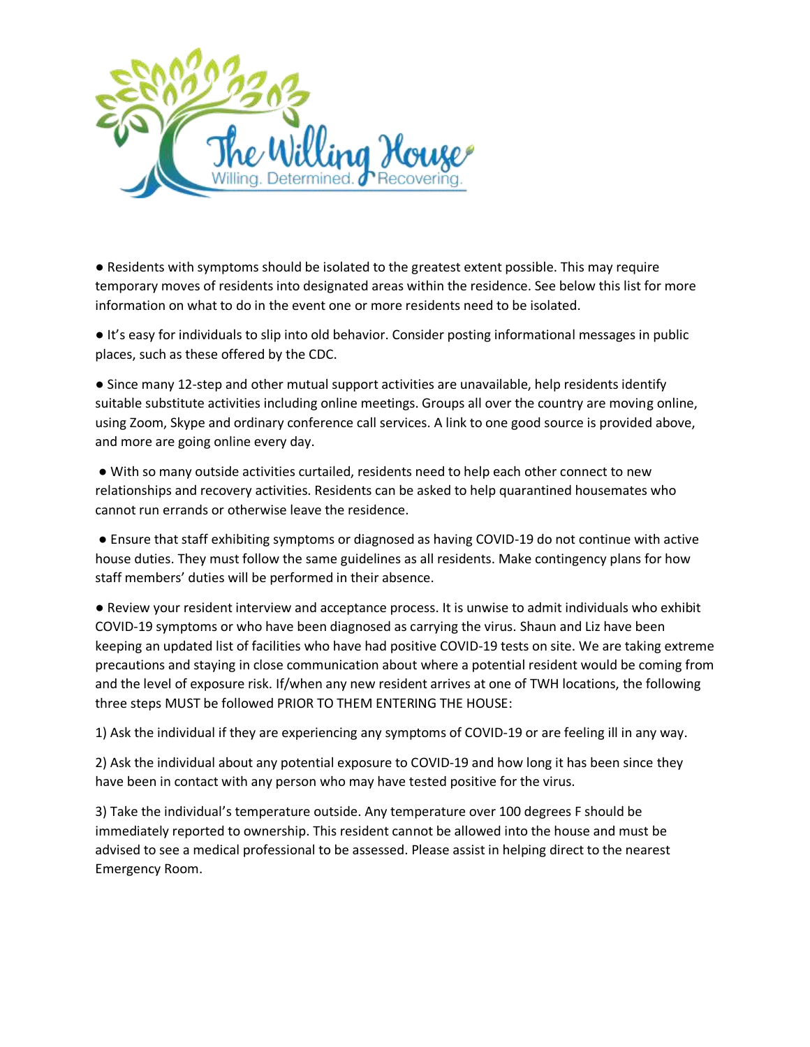- Residents with symptoms should be isolated to the greatest extent possible. This may require temporary moves of residents into designated areas within the residence. See below this list for more information on what to do in the event one or more residents need to be isolated.

- It's easy for individuals to slip into old behavior. Consider posting informational messages in public places, such as these offered by the CDC.

- Since many 12-step and other mutual support activities are unavailable, help residents identify suitable substitute activities including online meetings. Groups all over the country are moving online, using Zoom, Skype and ordinary conference call services. A link to one good source is provided above, and more are going online every day.

- With so many outside activities curtailed, residents need to help each other connect to new relationships and recovery activities. Residents can be asked to help quarantined housemates who cannot run errands or otherwise leave the residence.

- Ensure that staff exhibiting symptoms or diagnosed as having COVID-19 do not continue with active house duties. They must follow the same guidelines as all residents. Make contingency plans for how staff members' duties will be performed in their absence.

- Review your resident interview and acceptance process. It is unwise to admit individuals who exhibit COVID-19 symptoms or who have been diagnosed as carrying the virus. Shaun and Liz have been keeping an updated list of facilities who have had positive COVID-19 tests on site. We are taking extreme precautions and staying in close communication about where a potential resident would be coming from and the level of exposure risk. If/when any new resident arrives at one of TWH locations, the following three steps MUST be followed PRIOR TO THEM ENTERING THE HOUSE:

1) Ask the individual if they are experiencing any symptoms of COVID-19 or are feeling ill in any way.

2) Ask the individual about any potential exposure to COVID-19 and how long it has been since they have been in contact with any person who may have tested positive for the virus.

3) Take the individual's temperature outside. Any temperature over 100 degrees F should be immediately reported to ownership. This resident cannot be allowed into the house and must be advised to see a medical professional to be assessed. Please assist in helping direct to the nearest Emergency Room.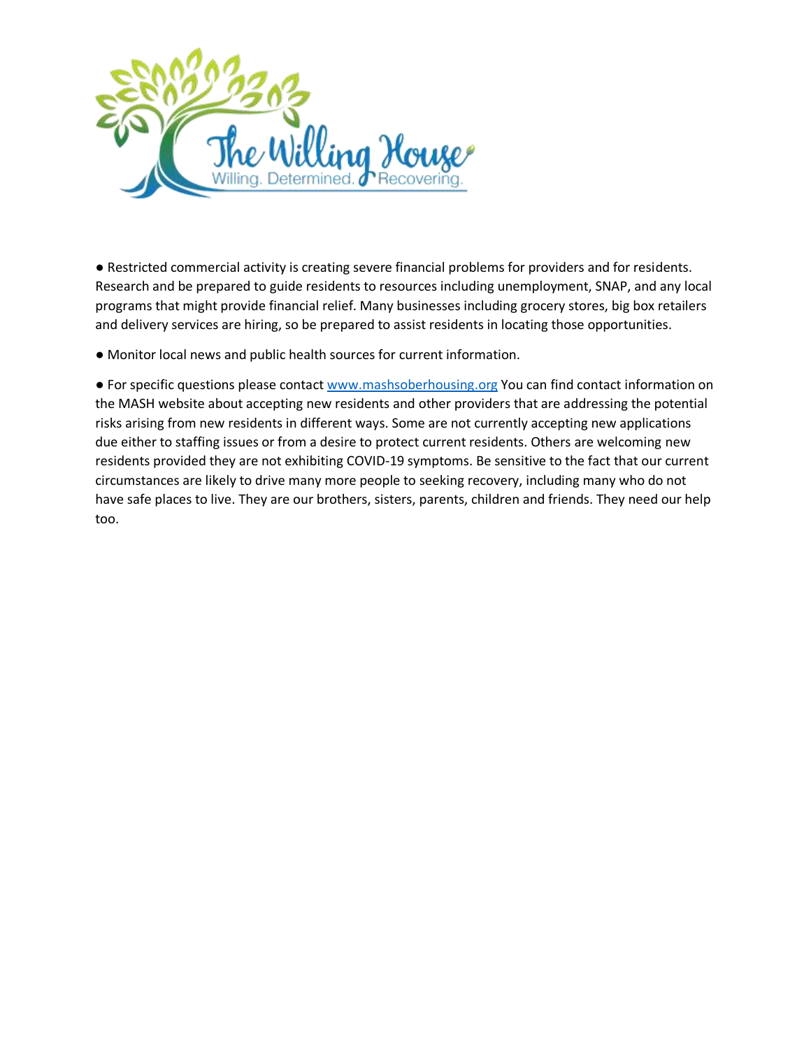- Restricted commercial activity is creating severe financial problems for providers and for residents. Research and be prepared to guide residents to resources including unemployment, SNAP, and any local programs that might provide financial relief. Many businesses including grocery stores, big box retailers and delivery services are hiring, so be prepared to assist residents in locating those opportunities.

- Monitor local news and public health sources for current information.

- For specific questions please contact [www.mashsoberhousing.org](http://www.mashsoberhousing.org) You can find contact information on the MASH website about accepting new residents and other providers that are addressing the potential risks arising from new residents in different ways. Some are not currently accepting new applications due either to staffing issues or from a desire to protect current residents. Others are welcoming new residents provided they are not exhibiting COVID-19 symptoms. Be sensitive to the fact that our current circumstances are likely to drive many more people to seeking recovery, including many who do not have safe places to live. They are our brothers, sisters, parents, children and friends. They need our help too.